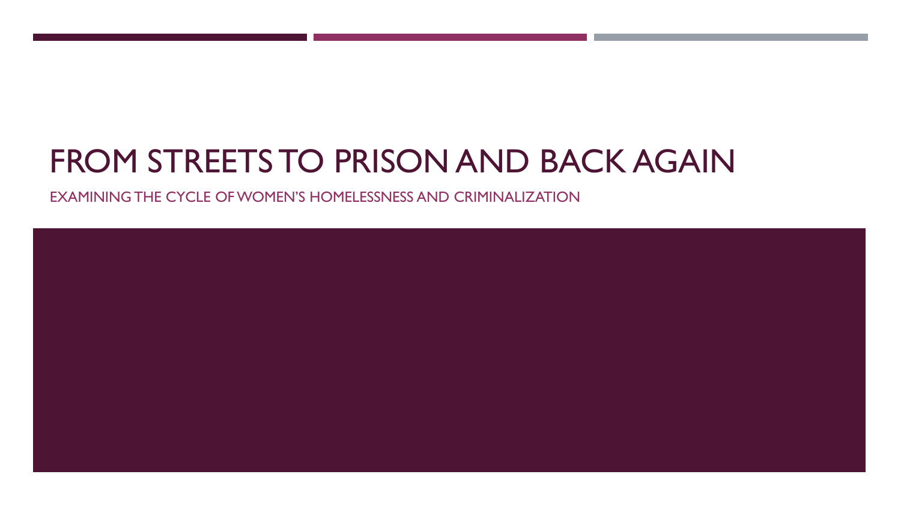# FROM STREETS TO PRISON AND BACK AGAIN

EXAMINING THE CYCLE OF WOMEN'S HOMELESSNESS AND CRIMINALIZATION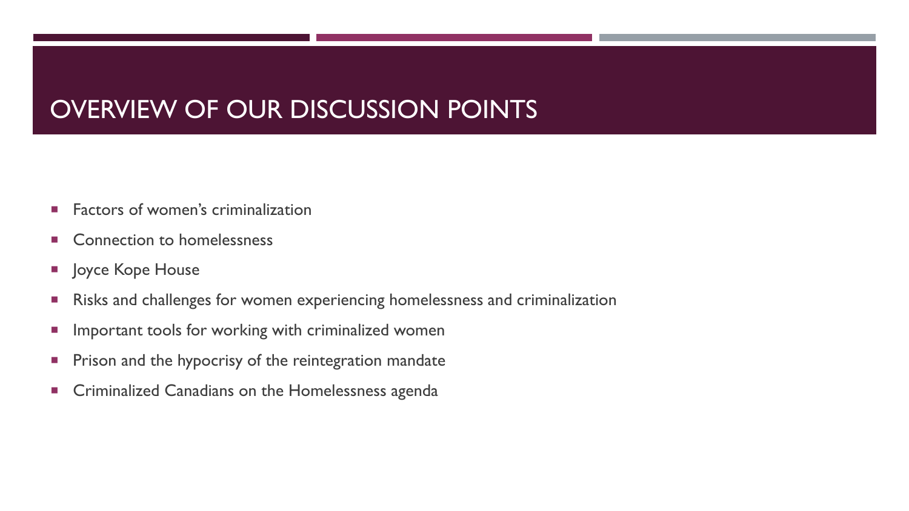# OVERVIEW OF OUR DISCUSSION POINTS

- Factors of women's criminalization
- Connection to homelessness
- Joyce Kope House
- Risks and challenges for women experiencing homelessness and criminalization
- Important tools for working with criminalized women
- Prison and the hypocrisy of the reintegration mandate
- Criminalized Canadians on the Homelessness agenda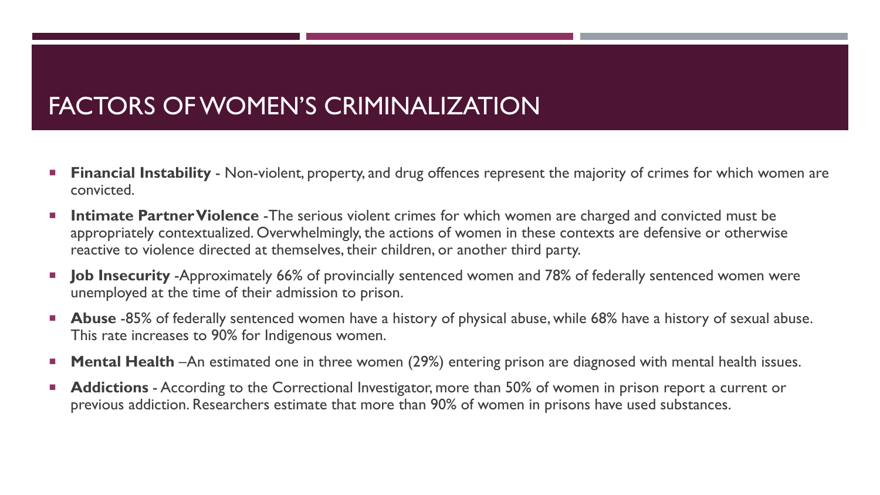# FACTORS OF WOMEN'S CRIMINALIZATION

- **Financial Instability** - Non-violent, property, and drug offences represent the majority of crimes for which women are convicted.
- **Intimate Partner Violence** -The serious violent crimes for which women are charged and convicted must be appropriately contextualized. Overwhelmingly, the actions of women in these contexts are defensive or otherwise reactive to violence directed at themselves, their children, or another third party.
- **Job Insecurity** -Approximately 66% of provincially sentenced women and 78% of federally sentenced women were unemployed at the time of their admission to prison.
- **Abuse** -85% of federally sentenced women have a history of physical abuse, while 68% have a history of sexual abuse. This rate increases to 90% for Indigenous women.
- **Mental Health** –An estimated one in three women (29%) entering prison are diagnosed with mental health issues.
- **Addictions** - According to the Correctional Investigator, more than 50% of women in prison report a current or previous addiction. Researchers estimate that more than 90% of women in prisons have used substances.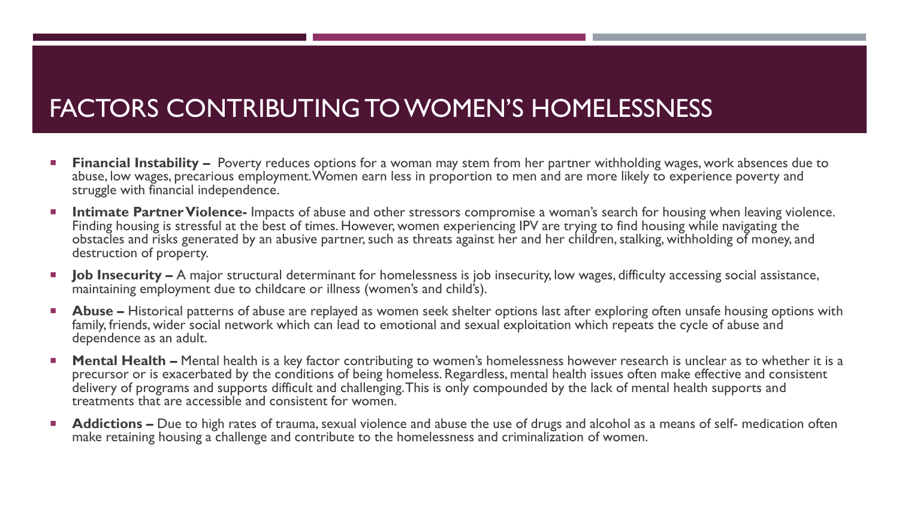# FACTORS CONTRIBUTING TO WOMEN'S HOMELESSNESS

- **Financial Instability –** Poverty reduces options for a woman may stem from her partner withholding wages, work absences due to abuse, low wages, precarious employment. Women earn less in proportion to men and are more likely to experience poverty and struggle with financial independence.
- **Intimate Partner Violence-** Impacts of abuse and other stressors compromise a woman's search for housing when leaving violence. Finding housing is stressful at the best of times. However, women experiencing IPV are trying to find housing while navigating the obstacles and risks generated by an abusive partner, such as threats against her and her children, stalking, withholding of money, and destruction of property.
- **Job Insecurity –** A major structural determinant for homelessness is job insecurity, low wages, difficulty accessing social assistance, maintaining employment due to childcare or illness (women's and child's).
- **Abuse –** Historical patterns of abuse are replayed as women seek shelter options last after exploring often unsafe housing options with family, friends, wider social network which can lead to emotional and sexual exploitation which repeats the cycle of abuse and dependence as an adult.
- **Mental Health –** Mental health is a key factor contributing to women's homelessness however research is unclear as to whether it is a precursor or is exacerbated by the conditions of being homeless. Regardless, mental health issues often make effective and consistent delivery of programs and supports difficult and challenging. This is only compounded by the lack of mental health supports and treatments that are accessible and consistent for women.
- **Addictions –** Due to high rates of trauma, sexual violence and abuse the use of drugs and alcohol as a means of self- medication often make retaining housing a challenge and contribute to the homelessness and criminalization of women.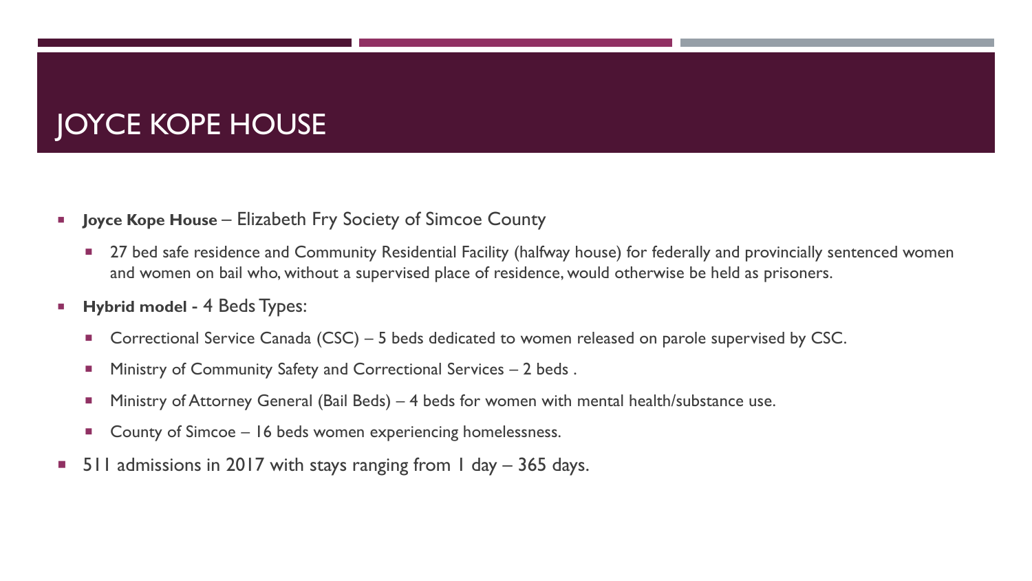# JOYCE KOPE HOUSE

- **Joyce Kope House** – Elizabeth Fry Society of Simcoe County
  - 27 bed safe residence and Community Residential Facility (halfway house) for federally and provincially sentenced women and women on bail who, without a supervised place of residence, would otherwise be held as prisoners.
- **Hybrid model -** 4 Beds Types:
  - Correctional Service Canada (CSC) – 5 beds dedicated to women released on parole supervised by CSC.
  - Ministry of Community Safety and Correctional Services – 2 beds .
  - Ministry of Attorney General (Bail Beds) – 4 beds for women with mental health/substance use.
  - County of Simcoe – 16 beds women experiencing homelessness.
- 511 admissions in 2017 with stays ranging from 1 day – 365 days.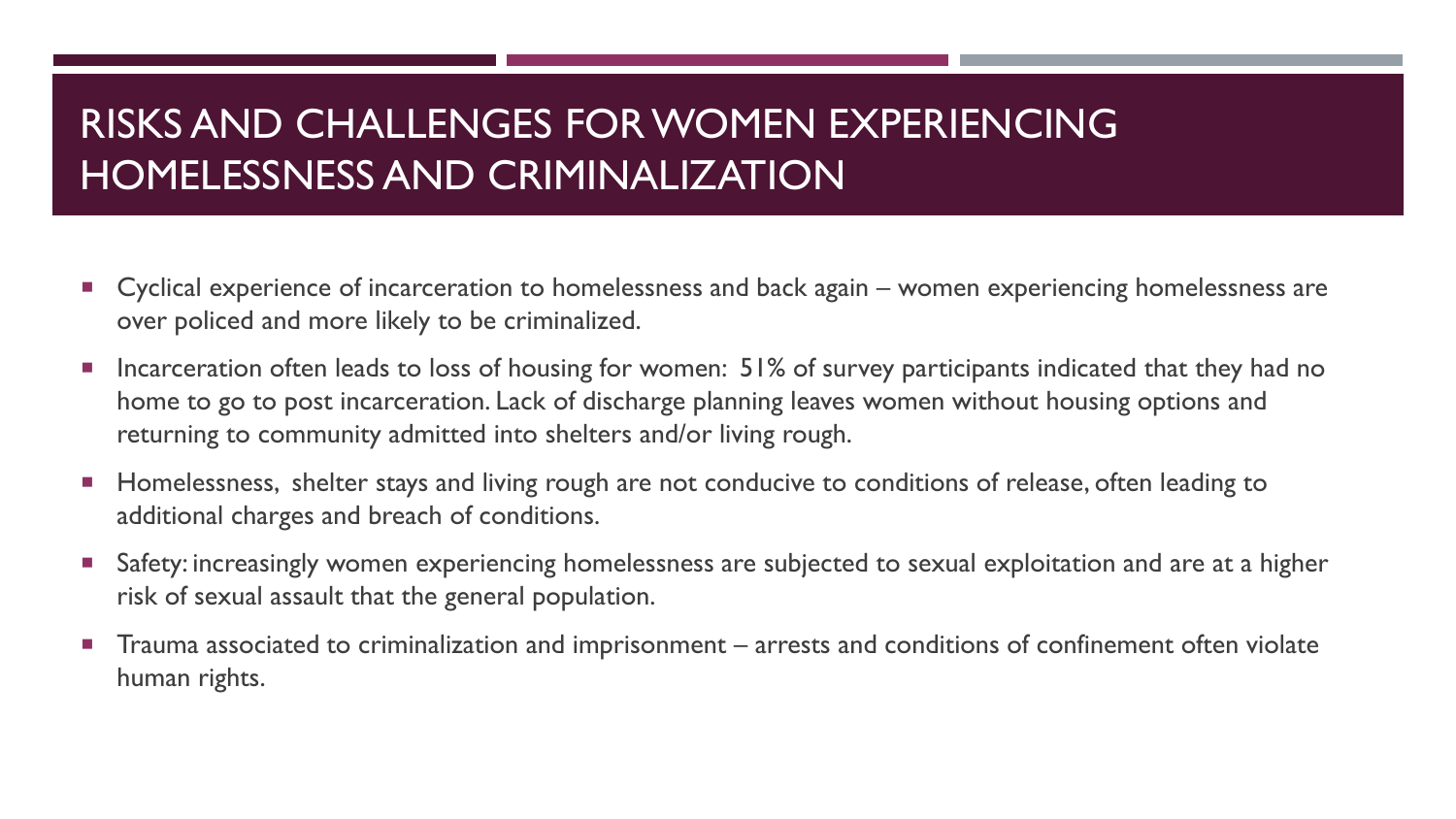# RISKS AND CHALLENGES FOR WOMEN EXPERIENCING HOMELESSNESS AND CRIMINALIZATION

- Cyclical experience of incarceration to homelessness and back again – women experiencing homelessness are over policed and more likely to be criminalized.
- Incarceration often leads to loss of housing for women: 51% of survey participants indicated that they had no home to go to post incarceration. Lack of discharge planning leaves women without housing options and returning to community admitted into shelters and/or living rough.
- Homelessness, shelter stays and living rough are not conducive to conditions of release, often leading to additional charges and breach of conditions.
- Safety: increasingly women experiencing homelessness are subjected to sexual exploitation and are at a higher risk of sexual assault that the general population.
- Trauma associated to criminalization and imprisonment – arrests and conditions of confinement often violate human rights.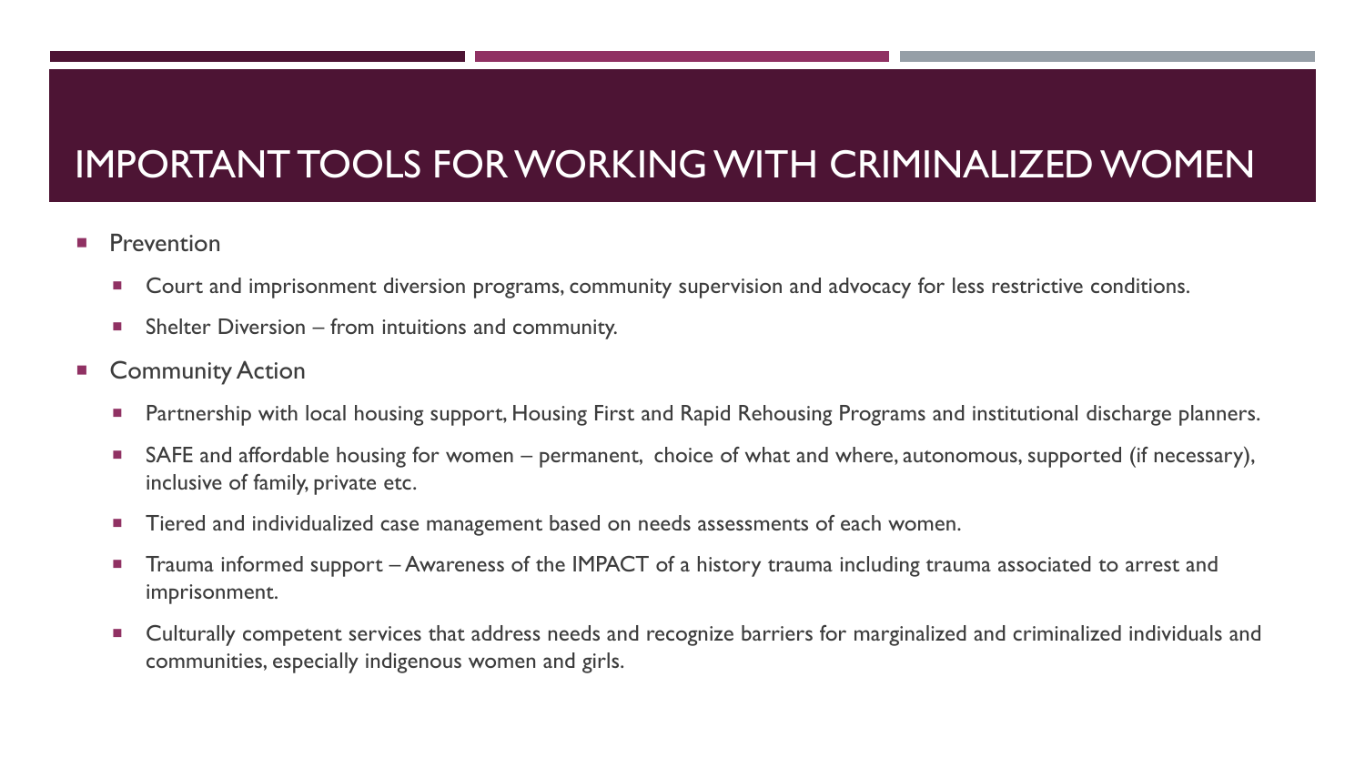# IMPORTANT TOOLS FOR WORKING WITH CRIMINALIZED WOMEN

- Prevention
  - Court and imprisonment diversion programs, community supervision and advocacy for less restrictive conditions.
  - Shelter Diversion – from intuitions and community.
- Community Action
  - Partnership with local housing support, Housing First and Rapid Rehousing Programs and institutional discharge planners.
  - SAFE and affordable housing for women – permanent, choice of what and where, autonomous, supported (if necessary), inclusive of family, private etc.
  - Tiered and individualized case management based on needs assessments of each women.
  - Trauma informed support – Awareness of the IMPACT of a history trauma including trauma associated to arrest and imprisonment.
  - Culturally competent services that address needs and recognize barriers for marginalized and criminalized individuals and communities, especially indigenous women and girls.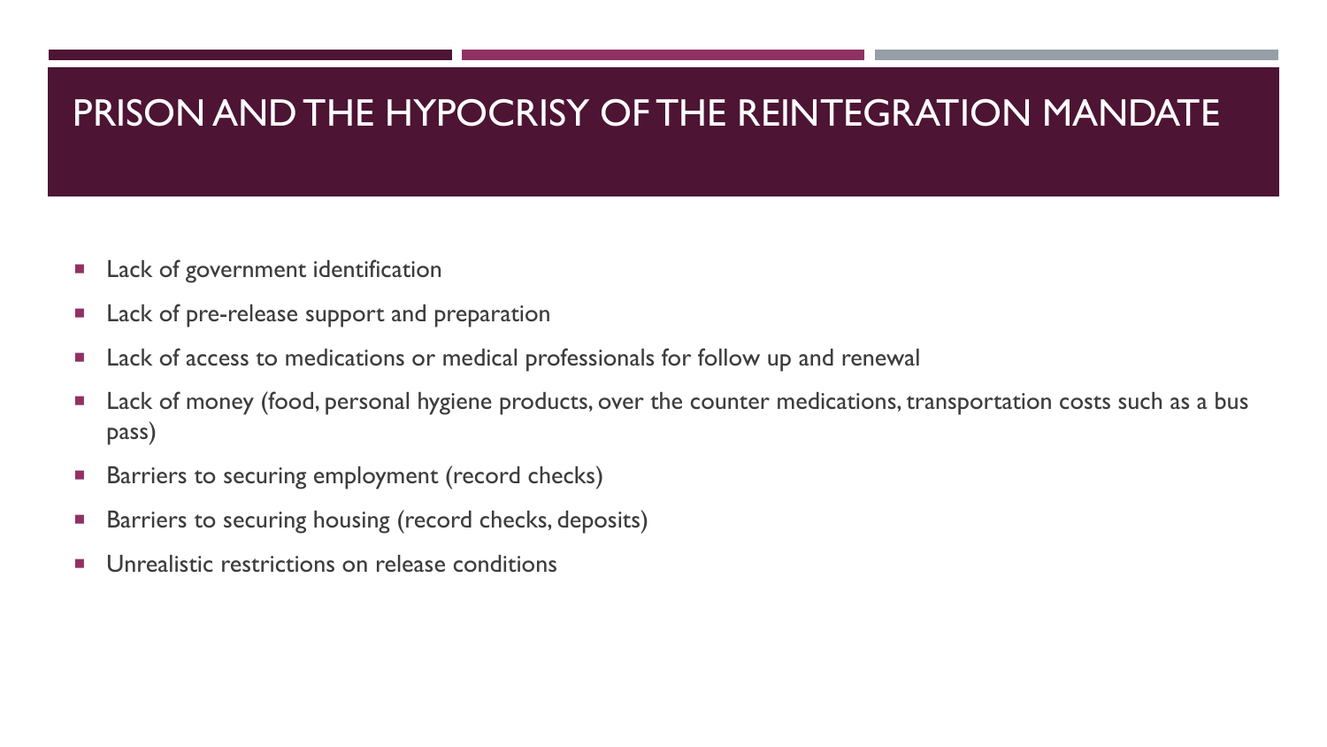# PRISON AND THE HYPOCRISY OF THE REINTEGRATION MANDATE

- Lack of government identification
- Lack of pre-release support and preparation
- Lack of access to medications or medical professionals for follow up and renewal
- Lack of money (food, personal hygiene products, over the counter medications, transportation costs such as a bus pass)
- Barriers to securing employment (record checks)
- Barriers to securing housing (record checks, deposits)
- Unrealistic restrictions on release conditions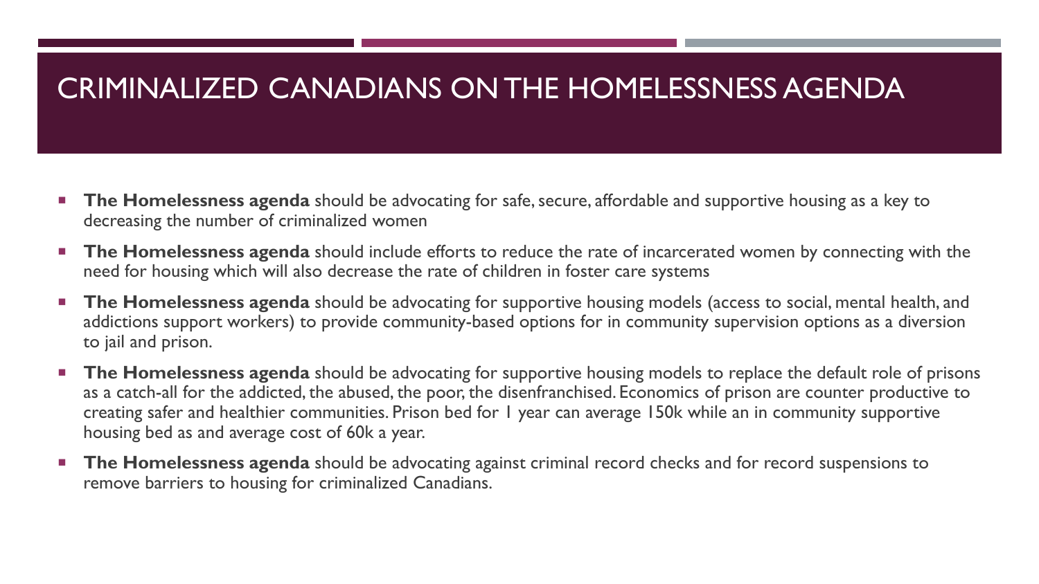# CRIMINALIZED CANADIANS ON THE HOMELESSNESS AGENDA

- **The Homelessness agenda** should be advocating for safe, secure, affordable and supportive housing as a key to decreasing the number of criminalized women
- **The Homelessness agenda** should include efforts to reduce the rate of incarcerated women by connecting with the need for housing which will also decrease the rate of children in foster care systems
- **The Homelessness agenda** should be advocating for supportive housing models (access to social, mental health, and addictions support workers) to provide community-based options for in community supervision options as a diversion to jail and prison.
- **The Homelessness agenda** should be advocating for supportive housing models to replace the default role of prisons as a catch-all for the addicted, the abused, the poor, the disenfranchised. Economics of prison are counter productive to creating safer and healthier communities. Prison bed for 1 year can average 150k while an in community supportive housing bed as and average cost of 60k a year.
- **The Homelessness agenda** should be advocating against criminal record checks and for record suspensions to remove barriers to housing for criminalized Canadians.